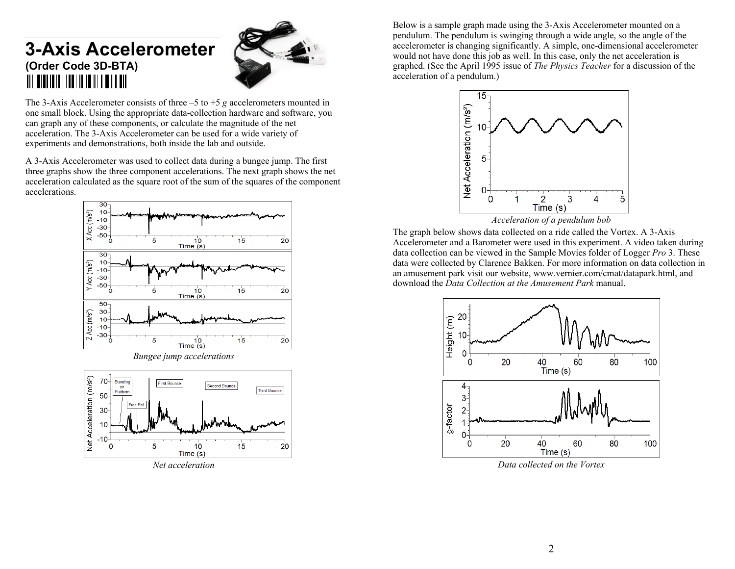# 3-Axis Accelerometer

**(Order Code 3D-BTA)**

The 3-Axis Accelerometer consists of three –5 to +5 *g* accelerometers mounted in one small block. Using the appropriate data-collection hardware and software, you can graph any of these components, or calculate the magnitude of the net acceleration. The 3-Axis Accelerometer can be used for a wide variety of experiments and demonstrations, both inside the lab and outside.

A 3-Axis Accelerometer was used to collect data during a bungee jump. The first three graphs show the three component accelerations. The next graph shows the net acceleration calculated as the square root of the sum of the squares of the component accelerations.

*Bungee jump accelerations*

*Net acceleration*

Below is a sample graph made using the 3-Axis Accelerometer mounted on a pendulum. The pendulum is swinging through a wide angle, so the angle of the accelerometer is changing significantly. A simple, one-dimensional accelerometer would not have done this job as well. In this case, only the net acceleration is graphed. (See the April 1995 issue of *The Physics Teacher* for a discussion of the acceleration of a pendulum.)

*Acceleration of a pendulum bob*

The graph below shows data collected on a ride called the Vortex. A 3-Axis Accelerometer and a Barometer were used in this experiment. A video taken during data collection can be viewed in the Sample Movies folder of Logger *Pro* 3. These data were collected by Clarence Bakken. For more information on data collection in an amusement park visit our website, www.vernier.com/cmat/datapark.html, and download the *Data Collection at the Amusement Park* manual.

*Data collected on the Vortex*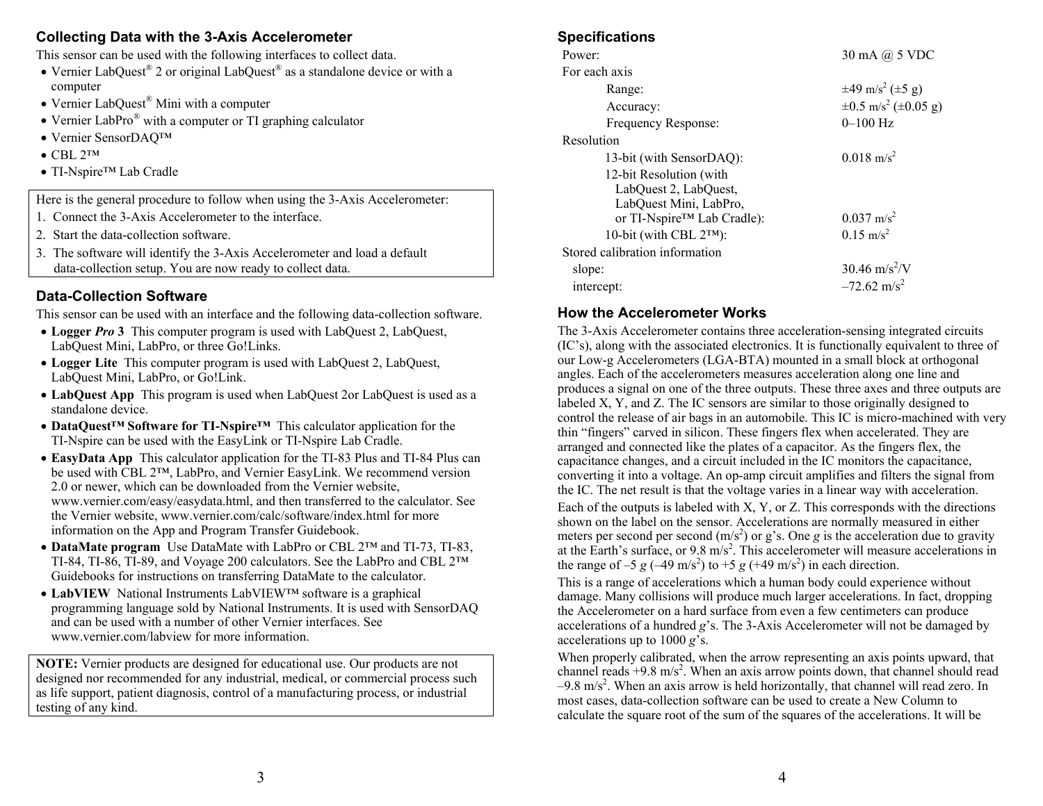## Collecting Data with the 3-Axis Accelerometer

This sensor can be used with the following interfaces to collect data.

- Vernier LabQuest® 2 or original LabQuest® as a standalone device or with a computer
- Vernier LabQuest® Mini with a computer
- Vernier LabPro® with a computer or TI graphing calculator
- Vernier SensorDAQ™
- CBL 2™
- TI-Nspire™ Lab Cradle

Here is the general procedure to follow when using the 3-Axis Accelerometer:

1. Connect the 3-Axis Accelerometer to the interface.
2. Start the data-collection software.
3. The software will identify the 3-Axis Accelerometer and load a default data-collection setup. You are now ready to collect data.

## Data-Collection Software

This sensor can be used with an interface and the following data-collection software.

- **Logger *Pro* 3** This computer program is used with LabQuest 2, LabQuest, LabQuest Mini, LabPro, or three Go!Links.
- **Logger Lite** This computer program is used with LabQuest 2, LabQuest, LabQuest Mini, LabPro, or Go!Link.
- **LabQuest App** This program is used when LabQuest 2or LabQuest is used as a standalone device.
- **DataQuest™ Software for TI-Nspire™** This calculator application for the TI-Nspire can be used with the EasyLink or TI-Nspire Lab Cradle.
- **EasyData App** This calculator application for the TI-83 Plus and TI-84 Plus can be used with CBL 2™, LabPro, and Vernier EasyLink. We recommend version 2.0 or newer, which can be downloaded from the Vernier website, www.vernier.com/easy/easydata.html, and then transferred to the calculator. See the Vernier website, www.vernier.com/calc/software/index.html for more information on the App and Program Transfer Guidebook.
- **DataMate program** Use DataMate with LabPro or CBL 2™ and TI-73, TI-83, TI-84, TI-86, TI-89, and Voyage 200 calculators. See the LabPro and CBL 2™ Guidebooks for instructions on transferring DataMate to the calculator.
- **LabVIEW** National Instruments LabVIEW™ software is a graphical programming language sold by National Instruments. It is used with SensorDAQ and can be used with a number of other Vernier interfaces. See www.vernier.com/labview for more information.

**NOTE:** Vernier products are designed for educational use. Our products are not designed nor recommended for any industrial, medical, or commercial process such as life support, patient diagnosis, control of a manufacturing process, or industrial testing of any kind.

## Specifications

| | |
|---|---|
| Power: | 30 mA @ 5 VDC |
| For each axis | |
| Range: | ±49 $m/s^2$ (±5 g) |
| Accuracy: | ±0.5 $m/s^2$ (±0.05 g) |
| Frequency Response: | 0–100 Hz |
| Resolution | |
| 13-bit (with SensorDAQ): | 0.018 $m/s^2$ |
| 12-bit Resolution (with LabQuest 2, LabQuest, LabQuest Mini, LabPro, or TI-Nspire™ Lab Cradle): | 0.037 $m/s^2$ |
| 10-bit (with CBL 2™): | 0.15 $m/s^2$ |
| Stored calibration information | |
| slope: | 30.46 $m/s^2$/V |
| intercept: | –72.62 $m/s^2$ |

## How the Accelerometer Works

The 3-Axis Accelerometer contains three acceleration-sensing integrated circuits (IC's), along with the associated electronics. It is functionally equivalent to three of our Low-g Accelerometers (LGA-BTA) mounted in a small block at orthogonal angles. Each of the accelerometers measures acceleration along one line and produces a signal on one of the three outputs. These three axes and three outputs are labeled X, Y, and Z. The IC sensors are similar to those originally designed to control the release of air bags in an automobile. This IC is micro-machined with very thin "fingers" carved in silicon. These fingers flex when accelerated. They are arranged and connected like the plates of a capacitor. As the fingers flex, the capacitance changes, and a circuit included in the IC monitors the capacitance, converting it into a voltage. An op-amp circuit amplifies and filters the signal from the IC. The net result is that the voltage varies in a linear way with acceleration.

Each of the outputs is labeled with X, Y, or Z. This corresponds with the directions shown on the label on the sensor. Accelerations are normally measured in either meters per second per second ($m/s^2$) or g's. One *g* is the acceleration due to gravity at the Earth's surface, or 9.8 $m/s^2$. This accelerometer will measure accelerations in the range of –5 *g* (–49 $m/s^2$) to +5 *g* (+49 $m/s^2$) in each direction.

This is a range of accelerations which a human body could experience without damage. Many collisions will produce much larger accelerations. In fact, dropping the Accelerometer on a hard surface from even a few centimeters can produce accelerations of a hundred *g*'s. The 3-Axis Accelerometer will not be damaged by accelerations up to 1000 *g*'s.

When properly calibrated, when the arrow representing an axis points upward, that channel reads +9.8 $m/s^2$. When an axis arrow points down, that channel should read –9.8 $m/s^2$. When an axis arrow is held horizontally, that channel will read zero. In most cases, data-collection software can be used to create a New Column to calculate the square root of the sum of the squares of the accelerations. It will be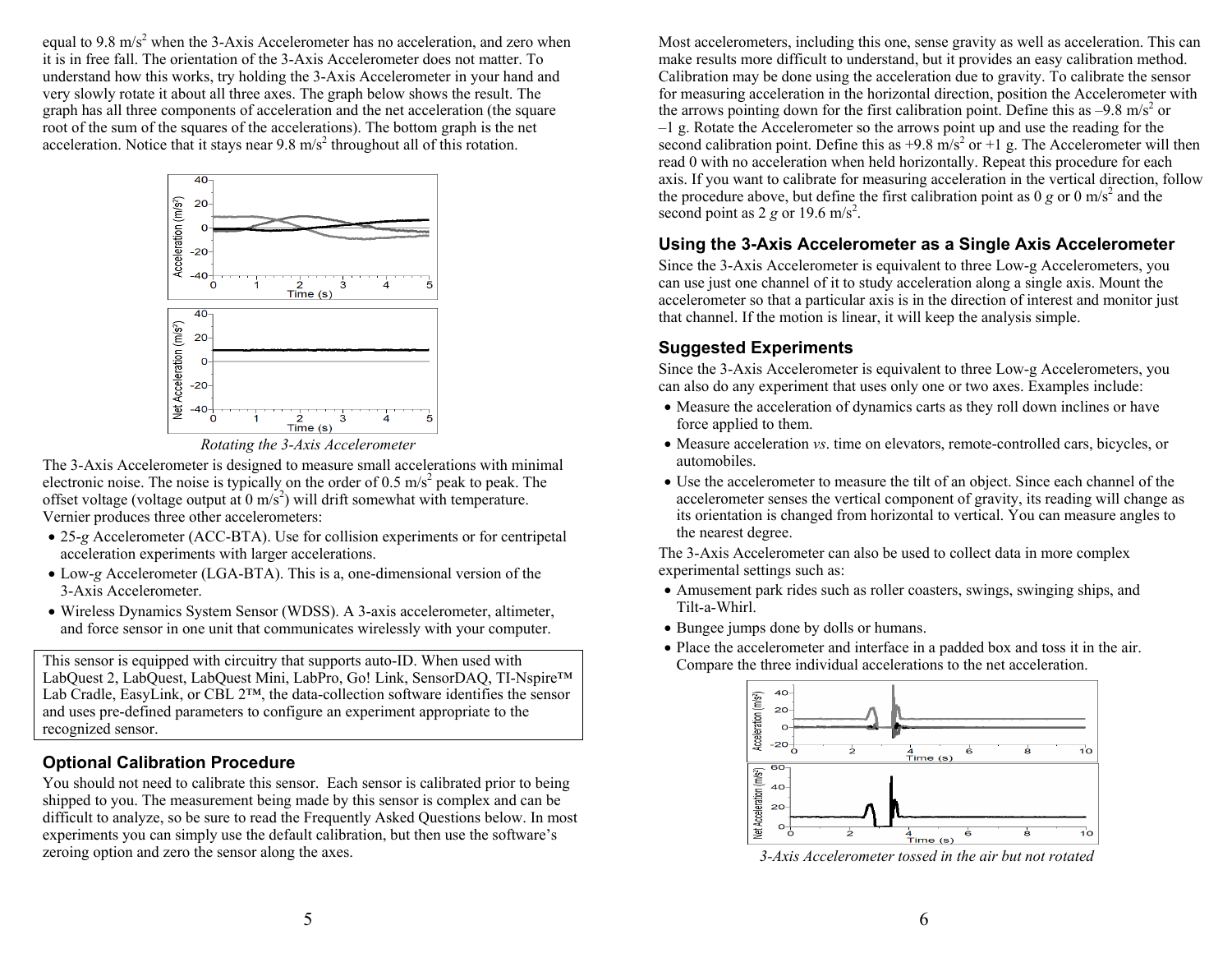equal to 9.8 m/s$^2$ when the 3-Axis Accelerometer has no acceleration, and zero when it is in free fall. The orientation of the 3-Axis Accelerometer does not matter. To understand how this works, try holding the 3-Axis Accelerometer in your hand and very slowly rotate it about all three axes. The graph below shows the result. The graph has all three components of acceleration and the net acceleration (the square root of the sum of the squares of the accelerations). The bottom graph is the net acceleration. Notice that it stays near 9.8 m/s$^2$ throughout all of this rotation.

*Rotating the 3-Axis Accelerometer*

The 3-Axis Accelerometer is designed to measure small accelerations with minimal electronic noise. The noise is typically on the order of 0.5 m/s$^2$ peak to peak. The offset voltage (voltage output at 0 m/s$^2$) will drift somewhat with temperature. Vernier produces three other accelerometers:

- 25-*g* Accelerometer (ACC-BTA). Use for collision experiments or for centripetal acceleration experiments with larger accelerations.
- Low-*g* Accelerometer (LGA-BTA). This is a, one-dimensional version of the 3-Axis Accelerometer.
- Wireless Dynamics System Sensor (WDSS). A 3-axis accelerometer, altimeter, and force sensor in one unit that communicates wirelessly with your computer.

This sensor is equipped with circuitry that supports auto-ID. When used with LabQuest 2, LabQuest, LabQuest Mini, LabPro, Go! Link, SensorDAQ, TI-Nspire™ Lab Cradle, EasyLink, or CBL 2™, the data-collection software identifies the sensor and uses pre-defined parameters to configure an experiment appropriate to the recognized sensor.

## Optional Calibration Procedure

You should not need to calibrate this sensor. Each sensor is calibrated prior to being shipped to you. The measurement being made by this sensor is complex and can be difficult to analyze, so be sure to read the Frequently Asked Questions below. In most experiments you can simply use the default calibration, but then use the software's zeroing option and zero the sensor along the axes.

Most accelerometers, including this one, sense gravity as well as acceleration. This can make results more difficult to understand, but it provides an easy calibration method. Calibration may be done using the acceleration due to gravity. To calibrate the sensor for measuring acceleration in the horizontal direction, position the Accelerometer with the arrows pointing down for the first calibration point. Define this as –9.8 m/s$^2$ or –1 g. Rotate the Accelerometer so the arrows point up and use the reading for the second calibration point. Define this as +9.8 m/s$^2$ or +1 g. The Accelerometer will then read 0 with no acceleration when held horizontally. Repeat this procedure for each axis. If you want to calibrate for measuring acceleration in the vertical direction, follow the procedure above, but define the first calibration point as 0 *g* or 0 m/s$^2$ and the second point as 2 *g* or 19.6 m/s$^2$.

## Using the 3-Axis Accelerometer as a Single Axis Accelerometer

Since the 3-Axis Accelerometer is equivalent to three Low-g Accelerometers, you can use just one channel of it to study acceleration along a single axis. Mount the accelerometer so that a particular axis is in the direction of interest and monitor just that channel. If the motion is linear, it will keep the analysis simple.

## Suggested Experiments

Since the 3-Axis Accelerometer is equivalent to three Low-g Accelerometers, you can also do any experiment that uses only one or two axes. Examples include:

- Measure the acceleration of dynamics carts as they roll down inclines or have force applied to them.
- Measure acceleration *vs*. time on elevators, remote-controlled cars, bicycles, or automobiles.
- Use the accelerometer to measure the tilt of an object. Since each channel of the accelerometer senses the vertical component of gravity, its reading will change as its orientation is changed from horizontal to vertical. You can measure angles to the nearest degree.

The 3-Axis Accelerometer can also be used to collect data in more complex experimental settings such as:

- Amusement park rides such as roller coasters, swings, swinging ships, and Tilt-a-Whirl.
- Bungee jumps done by dolls or humans.
- Place the accelerometer and interface in a padded box and toss it in the air. Compare the three individual accelerations to the net acceleration.

*3-Axis Accelerometer tossed in the air but not rotated*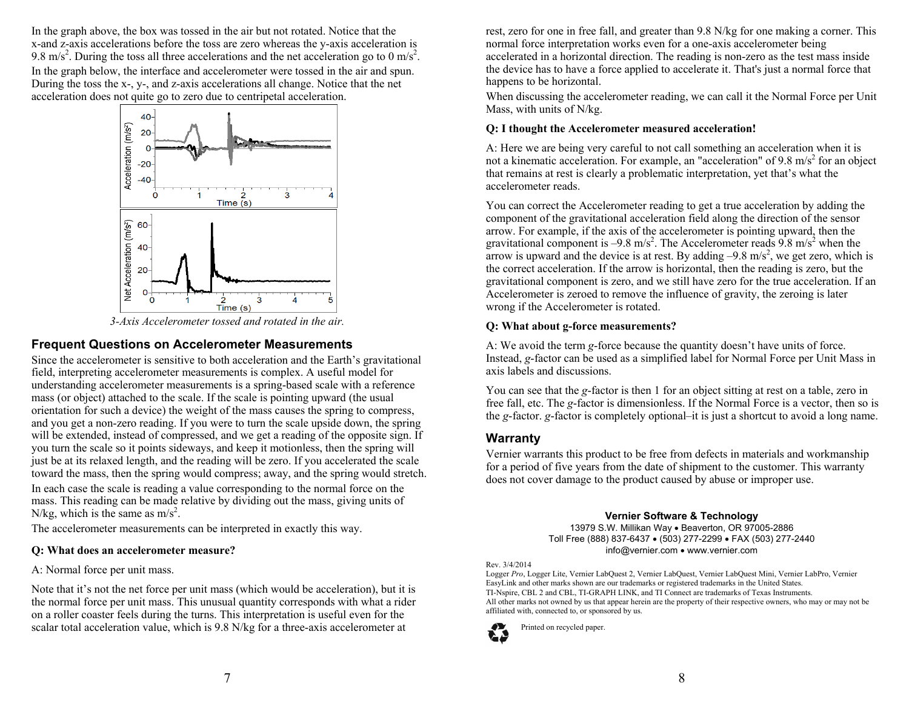In the graph above, the box was tossed in the air but not rotated. Notice that the x-and z-axis accelerations before the toss are zero whereas the y-axis acceleration is 9.8 m/s$^2$. During the toss all three accelerations and the net acceleration go to 0 m/s$^2$.

In the graph below, the interface and accelerometer were tossed in the air and spun. During the toss the x-, y-, and z-axis accelerations all change. Notice that the net acceleration does not quite go to zero due to centripetal acceleration.

Acceleration (m/s²)
40
20
0
-20
-40
0 1 2 3 4
Time (s)

Net Acceleration (m/s²)
60
40
20
0
0 1 2 3 4 5
Time (s)

*3-Axis Accelerometer tossed and rotated in the air.*

## Frequent Questions on Accelerometer Measurements

Since the accelerometer is sensitive to both acceleration and the Earth's gravitational field, interpreting accelerometer measurements is complex. A useful model for understanding accelerometer measurements is a spring-based scale with a reference mass (or object) attached to the scale. If the scale is pointing upward (the usual orientation for such a device) the weight of the mass causes the spring to compress, and you get a non-zero reading. If you were to turn the scale upside down, the spring will be extended, instead of compressed, and we get a reading of the opposite sign. If you turn the scale so it points sideways, and keep it motionless, then the spring will just be at its relaxed length, and the reading will be zero. If you accelerated the scale toward the mass, then the spring would compress; away, and the spring would stretch.

In each case the scale is reading a value corresponding to the normal force on the mass. This reading can be made relative by dividing out the mass, giving units of N/kg, which is the same as m/s$^2$.

The accelerometer measurements can be interpreted in exactly this way.

**Q: What does an accelerometer measure?**

A: Normal force per unit mass.

Note that it's not the net force per unit mass (which would be acceleration), but it is the normal force per unit mass. This unusual quantity corresponds with what a rider on a roller coaster feels during the turns. This interpretation is useful even for the scalar total acceleration value, which is 9.8 N/kg for a three-axis accelerometer at rest, zero for one in free fall, and greater than 9.8 N/kg for one making a corner. This normal force interpretation works even for a one-axis accelerometer being accelerated in a horizontal direction. The reading is non-zero as the test mass inside the device has to have a force applied to accelerate it. That's just a normal force that happens to be horizontal.

When discussing the accelerometer reading, we can call it the Normal Force per Unit Mass, with units of N/kg.

**Q: I thought the Accelerometer measured acceleration!**

A: Here we are being very careful to not call something an acceleration when it is not a kinematic acceleration. For example, an "acceleration" of 9.8 m/s$^2$ for an object that remains at rest is clearly a problematic interpretation, yet that's what the accelerometer reads.

You can correct the Accelerometer reading to get a true acceleration by adding the component of the gravitational acceleration field along the direction of the sensor arrow. For example, if the axis of the accelerometer is pointing upward, then the gravitational component is –9.8 m/s$^2$. The Accelerometer reads 9.8 m/s$^2$ when the arrow is upward and the device is at rest. By adding –9.8 m/s$^2$, we get zero, which is the correct acceleration. If the arrow is horizontal, then the reading is zero, but the gravitational component is zero, and we still have zero for the true acceleration. If an Accelerometer is zeroed to remove the influence of gravity, the zeroing is later wrong if the Accelerometer is rotated.

**Q: What about g-force measurements?**

A: We avoid the term *g*-force because the quantity doesn't have units of force. Instead, *g*-factor can be used as a simplified label for Normal Force per Unit Mass in axis labels and discussions.

You can see that the *g*-factor is then 1 for an object sitting at rest on a table, zero in free fall, etc. The *g*-factor is dimensionless. If the Normal Force is a vector, then so is the *g*-factor. *g*-factor is completely optional–it is just a shortcut to avoid a long name.

## Warranty

Vernier warrants this product to be free from defects in materials and workmanship for a period of five years from the date of shipment to the customer. This warranty does not cover damage to the product caused by abuse or improper use.

**Vernier Software & Technology**
13979 S.W. Millikan Way • Beaverton, OR 97005-2886
Toll Free (888) 837-6437 • (503) 277-2299 • FAX (503) 277-2440
info@vernier.com • www.vernier.com

Rev. 3/4/2014
Logger *Pro*, Logger Lite, Vernier LabQuest 2, Vernier LabQuest, Vernier LabQuest Mini, Vernier LabPro, Vernier EasyLink and other marks shown are our trademarks or registered trademarks in the United States.
TI-Nspire, CBL 2 and CBL, TI-GRAPH LINK, and TI Connect are trademarks of Texas Instruments.
All other marks not owned by us that appear herein are the property of their respective owners, who may or may not be affiliated with, connected to, or sponsored by us.

Printed on recycled paper.